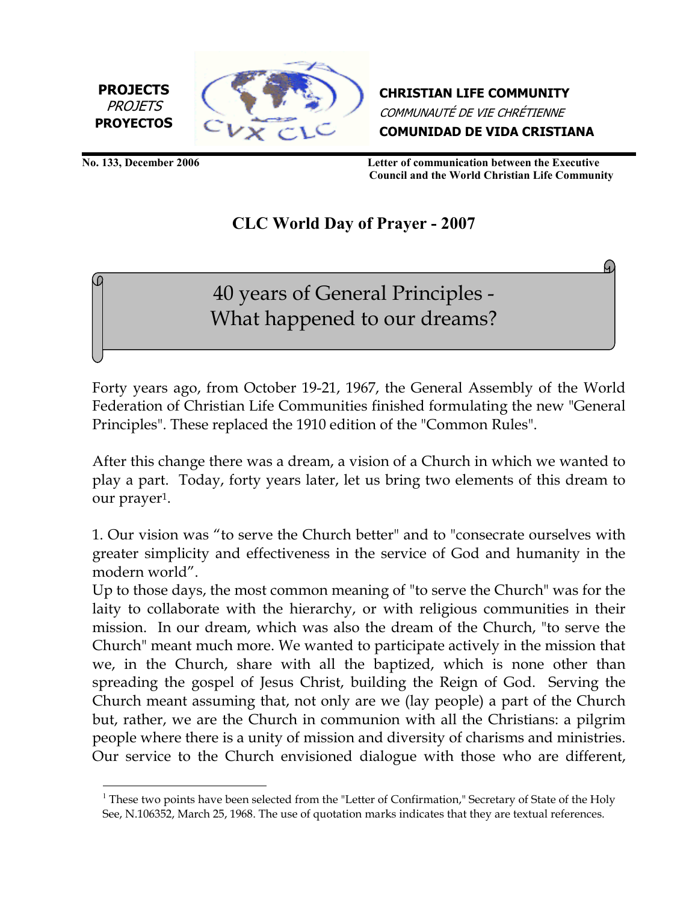**PROJECTS**
*PROJETS*
**PROYECTOS**

**CHRISTIAN LIFE COMMUNITY**
*COMMUNAUTÉ DE VIE CHRÉTIENNE*
**COMUNIDAD DE VIDA CRISTIANA**

**No. 133, December 2006**

**Letter of communication between the Executive Council and the World Christian Life Community**

# CLC World Day of Prayer - 2007

## 40 years of General Principles - What happened to our dreams?

Forty years ago, from October 19-21, 1967, the General Assembly of the World Federation of Christian Life Communities finished formulating the new "General Principles". These replaced the 1910 edition of the "Common Rules".

After this change there was a dream, a vision of a Church in which we wanted to play a part. Today, forty years later, let us bring two elements of this dream to our prayer[1].

1. Our vision was "to serve the Church better" and to "consecrate ourselves with greater simplicity and effectiveness in the service of God and humanity in the modern world".

Up to those days, the most common meaning of "to serve the Church" was for the laity to collaborate with the hierarchy, or with religious communities in their mission. In our dream, which was also the dream of the Church, "to serve the Church" meant much more. We wanted to participate actively in the mission that we, in the Church, share with all the baptized, which is none other than spreading the gospel of Jesus Christ, building the Reign of God. Serving the Church meant assuming that, not only are we (lay people) a part of the Church but, rather, we are the Church in communion with all the Christians: a pilgrim people where there is a unity of mission and diversity of charisms and ministries. Our service to the Church envisioned dialogue with those who are different,

---

[1] These two points have been selected from the "Letter of Confirmation," Secretary of State of the Holy See, N.106352, March 25, 1968. The use of quotation marks indicates that they are textual references.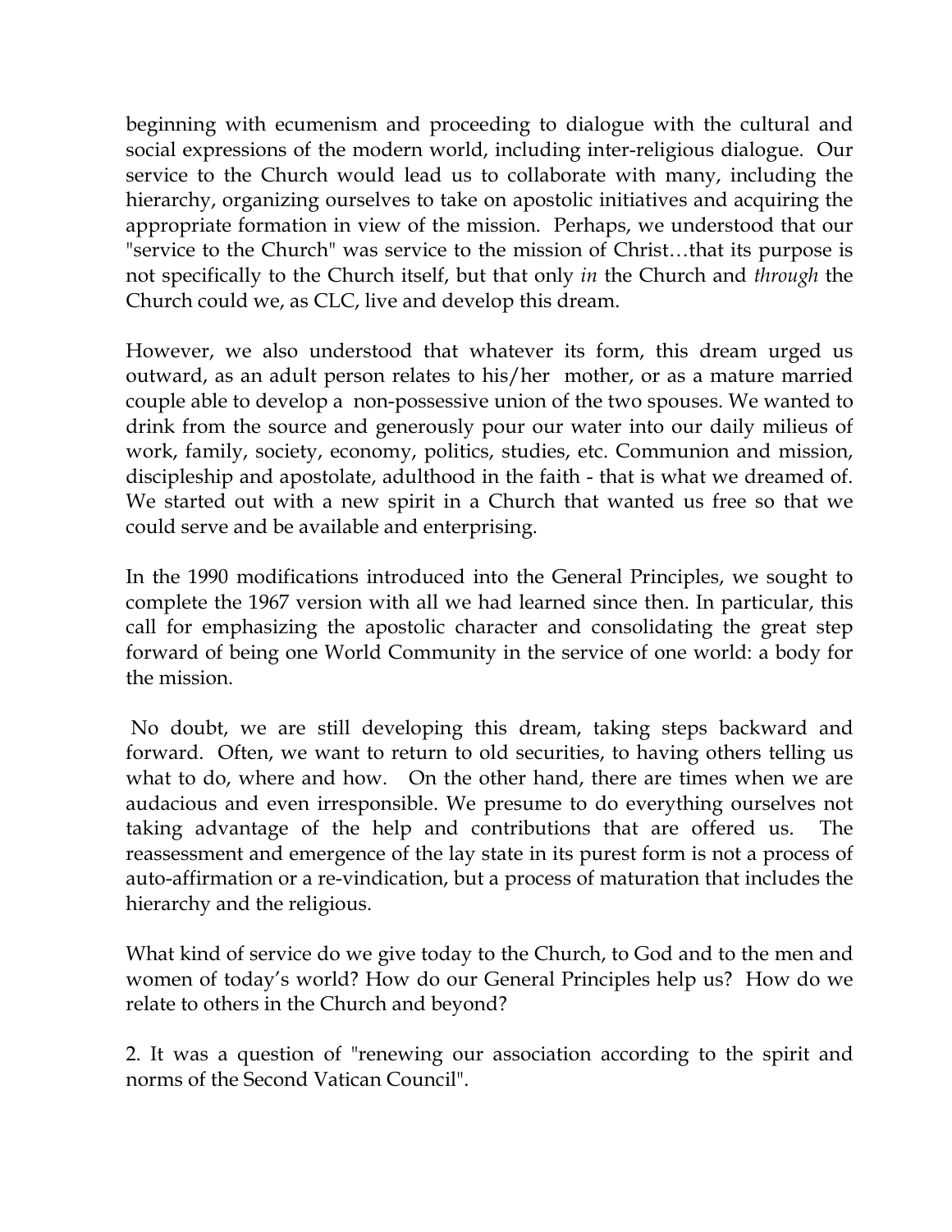beginning with ecumenism and proceeding to dialogue with the cultural and social expressions of the modern world, including inter-religious dialogue. Our service to the Church would lead us to collaborate with many, including the hierarchy, organizing ourselves to take on apostolic initiatives and acquiring the appropriate formation in view of the mission. Perhaps, we understood that our "service to the Church" was service to the mission of Christ…that its purpose is not specifically to the Church itself, but that only *in* the Church and *through* the Church could we, as CLC, live and develop this dream.

However, we also understood that whatever its form, this dream urged us outward, as an adult person relates to his/her mother, or as a mature married couple able to develop a non-possessive union of the two spouses. We wanted to drink from the source and generously pour our water into our daily milieus of work, family, society, economy, politics, studies, etc. Communion and mission, discipleship and apostolate, adulthood in the faith - that is what we dreamed of. We started out with a new spirit in a Church that wanted us free so that we could serve and be available and enterprising.

In the 1990 modifications introduced into the General Principles, we sought to complete the 1967 version with all we had learned since then. In particular, this call for emphasizing the apostolic character and consolidating the great step forward of being one World Community in the service of one world: a body for the mission.

No doubt, we are still developing this dream, taking steps backward and forward. Often, we want to return to old securities, to having others telling us what to do, where and how. On the other hand, there are times when we are audacious and even irresponsible. We presume to do everything ourselves not taking advantage of the help and contributions that are offered us. The reassessment and emergence of the lay state in its purest form is not a process of auto-affirmation or a re-vindication, but a process of maturation that includes the hierarchy and the religious.

What kind of service do we give today to the Church, to God and to the men and women of today's world? How do our General Principles help us? How do we relate to others in the Church and beyond?

2. It was a question of "renewing our association according to the spirit and norms of the Second Vatican Council".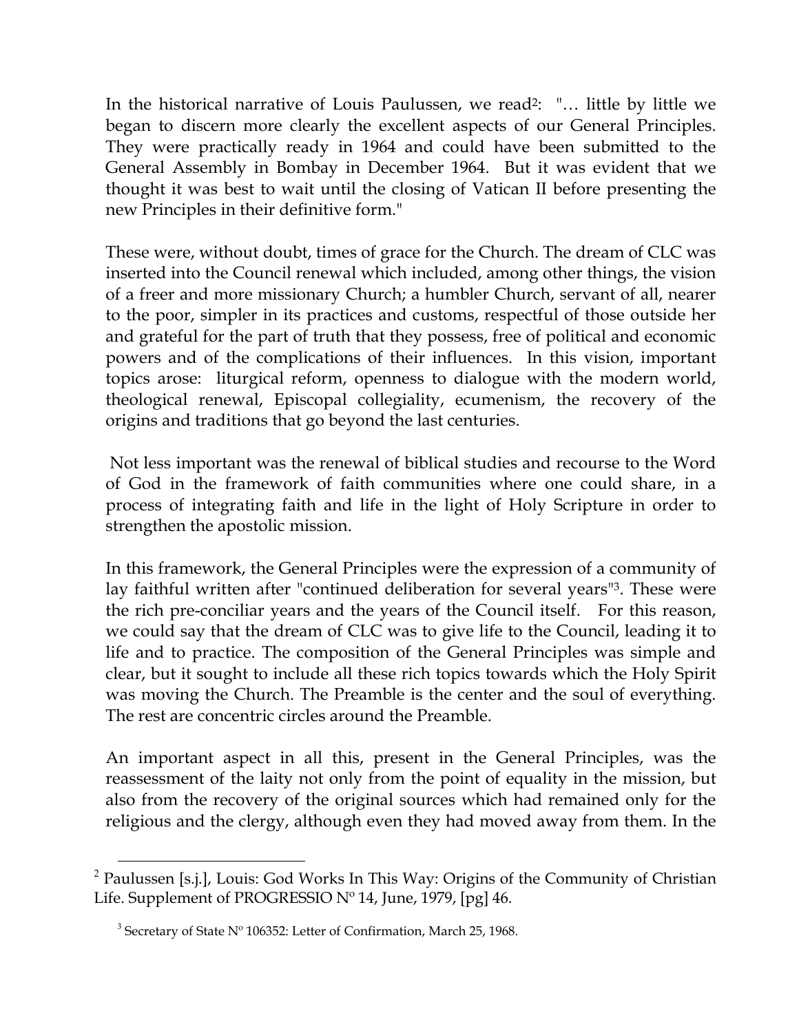In the historical narrative of Louis Paulussen, we read[2]: "… little by little we began to discern more clearly the excellent aspects of our General Principles. They were practically ready in 1964 and could have been submitted to the General Assembly in Bombay in December 1964. But it was evident that we thought it was best to wait until the closing of Vatican II before presenting the new Principles in their definitive form."

These were, without doubt, times of grace for the Church. The dream of CLC was inserted into the Council renewal which included, among other things, the vision of a freer and more missionary Church; a humbler Church, servant of all, nearer to the poor, simpler in its practices and customs, respectful of those outside her and grateful for the part of truth that they possess, free of political and economic powers and of the complications of their influences. In this vision, important topics arose: liturgical reform, openness to dialogue with the modern world, theological renewal, Episcopal collegiality, ecumenism, the recovery of the origins and traditions that go beyond the last centuries.

Not less important was the renewal of biblical studies and recourse to the Word of God in the framework of faith communities where one could share, in a process of integrating faith and life in the light of Holy Scripture in order to strengthen the apostolic mission.

In this framework, the General Principles were the expression of a community of lay faithful written after "continued deliberation for several years"[3]. These were the rich pre-conciliar years and the years of the Council itself. For this reason, we could say that the dream of CLC was to give life to the Council, leading it to life and to practice. The composition of the General Principles was simple and clear, but it sought to include all these rich topics towards which the Holy Spirit was moving the Church. The Preamble is the center and the soul of everything. The rest are concentric circles around the Preamble.

An important aspect in all this, present in the General Principles, was the reassessment of the laity not only from the point of equality in the mission, but also from the recovery of the original sources which had remained only for the religious and the clergy, although even they had moved away from them. In the

---

[2] Paulussen [s.j.], Louis: God Works In This Way: Origins of the Community of Christian Life. Supplement of PROGRESSIO Nº 14, June, 1979, [pg] 46.

[3] Secretary of State Nº 106352: Letter of Confirmation, March 25, 1968.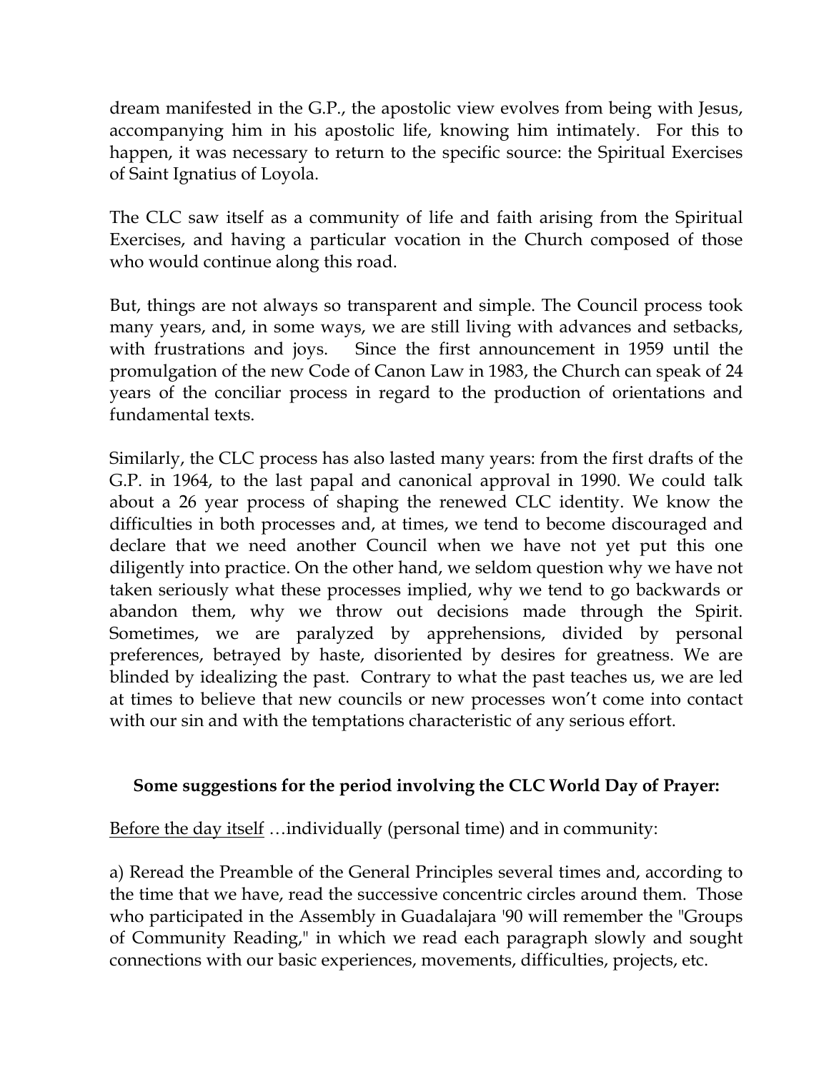dream manifested in the G.P., the apostolic view evolves from being with Jesus, accompanying him in his apostolic life, knowing him intimately. For this to happen, it was necessary to return to the specific source: the Spiritual Exercises of Saint Ignatius of Loyola.

The CLC saw itself as a community of life and faith arising from the Spiritual Exercises, and having a particular vocation in the Church composed of those who would continue along this road.

But, things are not always so transparent and simple. The Council process took many years, and, in some ways, we are still living with advances and setbacks, with frustrations and joys. Since the first announcement in 1959 until the promulgation of the new Code of Canon Law in 1983, the Church can speak of 24 years of the conciliar process in regard to the production of orientations and fundamental texts.

Similarly, the CLC process has also lasted many years: from the first drafts of the G.P. in 1964, to the last papal and canonical approval in 1990. We could talk about a 26 year process of shaping the renewed CLC identity. We know the difficulties in both processes and, at times, we tend to become discouraged and declare that we need another Council when we have not yet put this one diligently into practice. On the other hand, we seldom question why we have not taken seriously what these processes implied, why we tend to go backwards or abandon them, why we throw out decisions made through the Spirit. Sometimes, we are paralyzed by apprehensions, divided by personal preferences, betrayed by haste, disoriented by desires for greatness. We are blinded by idealizing the past. Contrary to what the past teaches us, we are led at times to believe that new councils or new processes won't come into contact with our sin and with the temptations characteristic of any serious effort.

**Some suggestions for the period involving the CLC World Day of Prayer:**

<u>Before the day itself</u> …individually (personal time) and in community:

a) Reread the Preamble of the General Principles several times and, according to the time that we have, read the successive concentric circles around them. Those who participated in the Assembly in Guadalajara '90 will remember the "Groups of Community Reading," in which we read each paragraph slowly and sought connections with our basic experiences, movements, difficulties, projects, etc.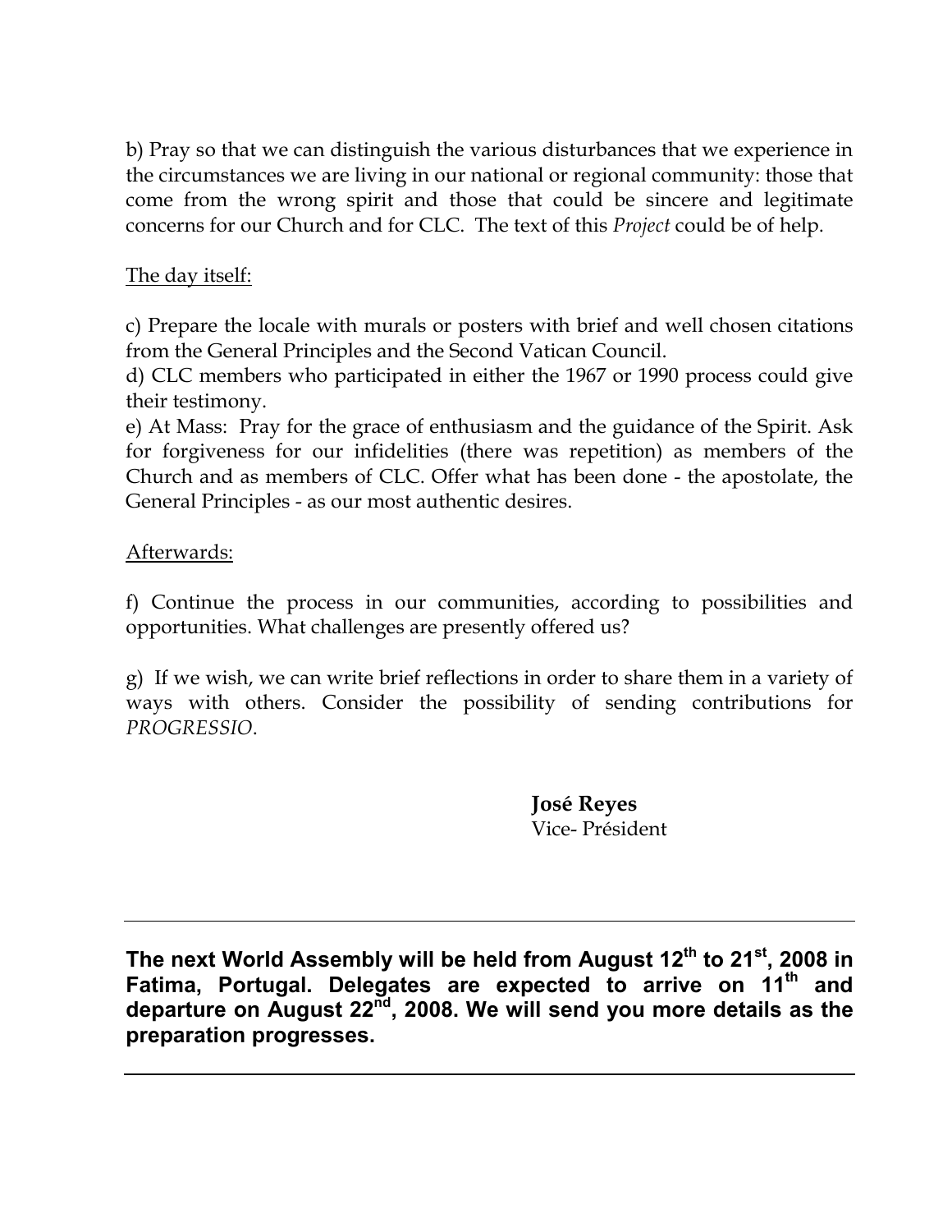b) Pray so that we can distinguish the various disturbances that we experience in the circumstances we are living in our national or regional community: those that come from the wrong spirit and those that could be sincere and legitimate concerns for our Church and for CLC. The text of this *Project* could be of help.

<u>The day itself:</u>

c) Prepare the locale with murals or posters with brief and well chosen citations from the General Principles and the Second Vatican Council.
d) CLC members who participated in either the 1967 or 1990 process could give their testimony.
e) At Mass: Pray for the grace of enthusiasm and the guidance of the Spirit. Ask for forgiveness for our infidelities (there was repetition) as members of the Church and as members of CLC. Offer what has been done - the apostolate, the General Principles - as our most authentic desires.

<u>Afterwards:</u>

f) Continue the process in our communities, according to possibilities and opportunities. What challenges are presently offered us?

g) If we wish, we can write brief reflections in order to share them in a variety of ways with others. Consider the possibility of sending contributions for *PROGRESSIO*.

**José Reyes**
Vice- Président

---

**The next World Assembly will be held from August 12th to 21st, 2008 in Fatima, Portugal. Delegates are expected to arrive on 11th and departure on August 22nd, 2008. We will send you more details as the preparation progresses.**

---